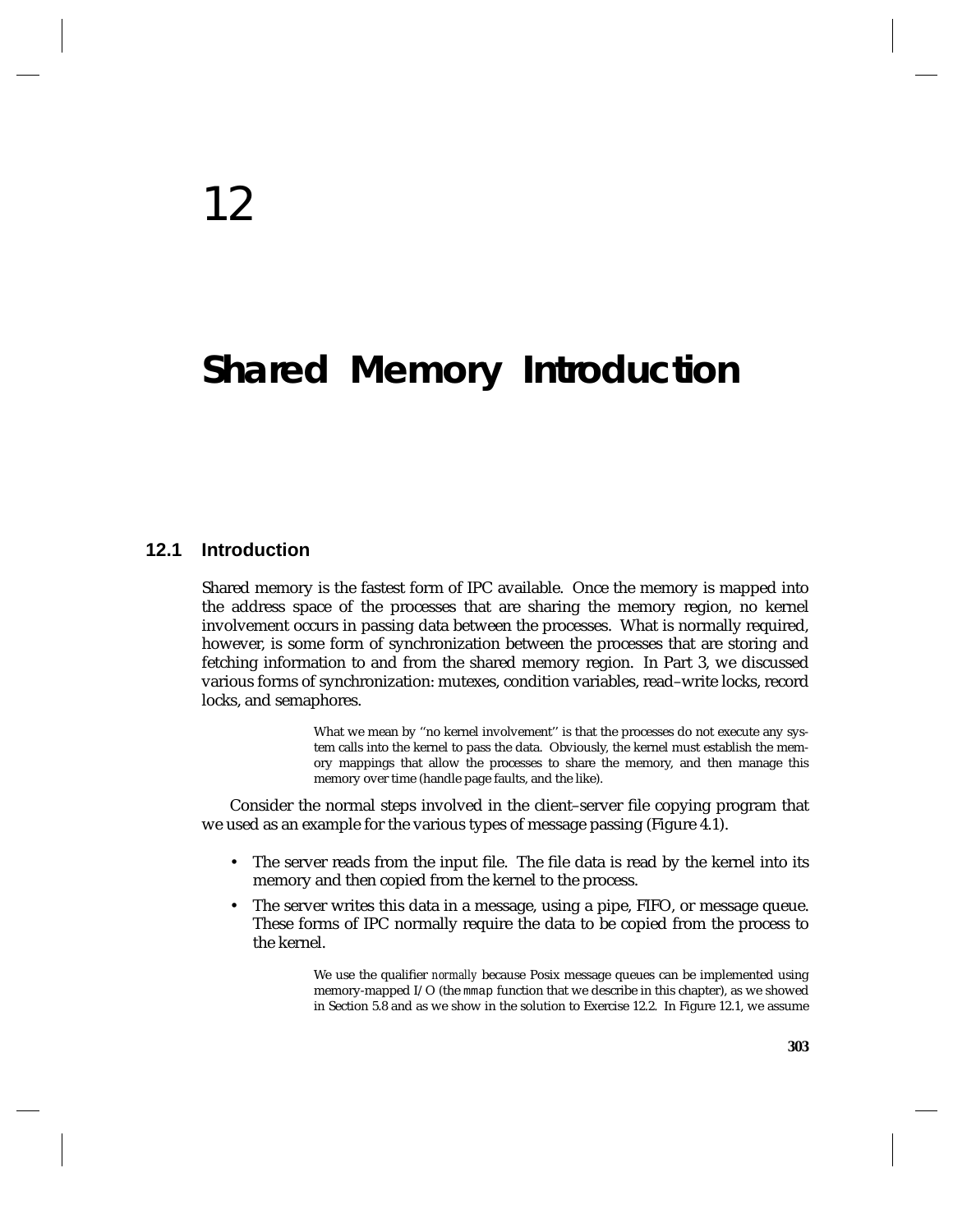# 12

# Shared Memory Introduction

## 12.1 Introduction

Shared memory is the fastest form of IPC available. Once the memory is mapped into the address space of the processes that are sharing the memory region, no kernel involvement occurs in passing data between the processes. What is normally required, however, is some form of synchronization between the processes that are storing and fetching information to and from the shared memory region. In Part 3, we discussed various forms of synchronization: mutexes, condition variables, read–write locks, record locks, and semaphores.

> What we mean by ''no kernel involvement'' is that the processes do not execute any system calls into the kernel to pass the data. Obviously, the kernel must establish the memory mappings that allow the processes to share the memory, and then manage this memory over time (handle page faults, and the like).

Consider the normal steps involved in the client–server file copying program that we used as an example for the various types of message passing (Figure 4.1).

- The server reads from the input file. The file data is read by the kernel into its memory and then copied from the kernel to the process.
- The server writes this data in a message, using a pipe, FIFO, or message queue. These forms of IPC normally require the data to be copied from the process to the kernel.

> We use the qualifier *normally* because Posix message queues can be implemented using memory-mapped I/O (the `mmap` function that we describe in this chapter), as we showed in Section 5.8 and as we show in the solution to Exercise 12.2. In Figure 12.1, we assume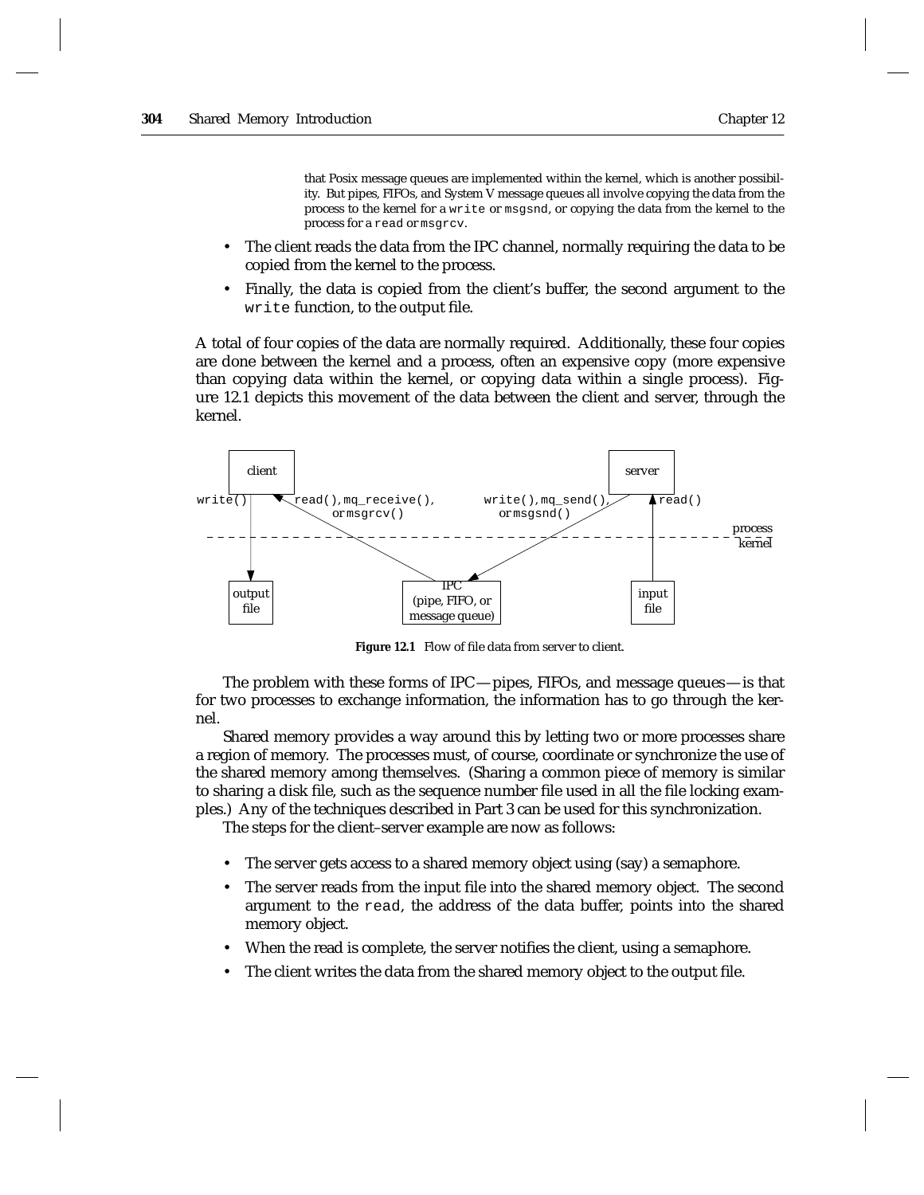that Posix message queues are implemented within the kernel, which is another possibility. But pipes, FIFOs, and System V message queues all involve copying the data from the process to the kernel for a `write` or `msgsnd`, or copying the data from the kernel to the process for a `read` or `msgrcv`.

- The client reads the data from the IPC channel, normally requiring the data to be copied from the kernel to the process.
- Finally, the data is copied from the client's buffer, the second argument to the `write` function, to the output file.

A total of four copies of the data are normally required. Additionally, these four copies are done between the kernel and a process, often an expensive copy (more expensive than copying data within the kernel, or copying data within a single process). Figure 12.1 depicts this movement of the data between the client and server, through the kernel.

client
server
write()
read(), mq_receive(), or msgrcv()
write(), mq_send(), or msgsnd()
read()
process
kernel
output file
IPC (pipe, FIFO, or message queue)
input file

**Figure 12.1** Flow of file data from server to client.

The problem with these forms of IPC—pipes, FIFOs, and message queues—is that for two processes to exchange information, the information has to go through the kernel.

Shared memory provides a way around this by letting two or more processes share a region of memory. The processes must, of course, coordinate or synchronize the use of the shared memory among themselves. (Sharing a common piece of memory is similar to sharing a disk file, such as the sequence number file used in all the file locking examples.) Any of the techniques described in Part 3 can be used for this synchronization.

The steps for the client–server example are now as follows:

- The server gets access to a shared memory object using (say) a semaphore.
- The server reads from the input file into the shared memory object. The second argument to the `read`, the address of the data buffer, points into the shared memory object.
- When the read is complete, the server notifies the client, using a semaphore.
- The client writes the data from the shared memory object to the output file.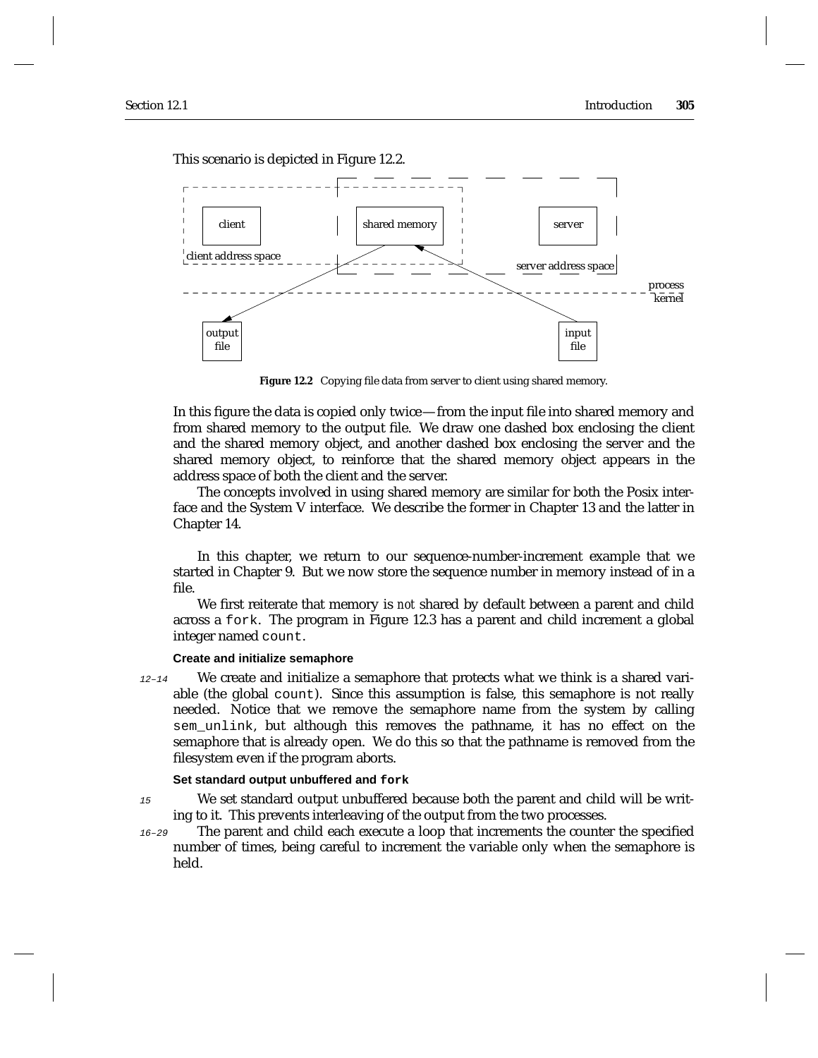This scenario is depicted in Figure 12.2.

**Figure 12.2** Copying file data from server to client using shared memory.

In this figure the data is copied only twice—from the input file into shared memory and from shared memory to the output file. We draw one dashed box enclosing the client and the shared memory object, and another dashed box enclosing the server and the shared memory object, to reinforce that the shared memory object appears in the address space of both the client and the server.

The concepts involved in using shared memory are similar for both the Posix interface and the System V interface. We describe the former in Chapter 13 and the latter in Chapter 14.

In this chapter, we return to our sequence-number-increment example that we started in Chapter 9. But we now store the sequence number in memory instead of in a file.

We first reiterate that memory is *not* shared by default between a parent and child across a `fork`. The program in Figure 12.3 has a parent and child increment a global integer named `count`.

#### Create and initialize semaphore

*12–14* We create and initialize a semaphore that protects what we think is a shared variable (the global `count`). Since this assumption is false, this semaphore is not really needed. Notice that we remove the semaphore name from the system by calling `sem_unlink`, but although this removes the pathname, it has no effect on the semaphore that is already open. We do this so that the pathname is removed from the filesystem even if the program aborts.

#### Set standard output unbuffered and `fork`

*15* We set standard output unbuffered because both the parent and child will be writing to it. This prevents interleaving of the output from the two processes.

*16–29* The parent and child each execute a loop that increments the counter the specified number of times, being careful to increment the variable only when the semaphore is held.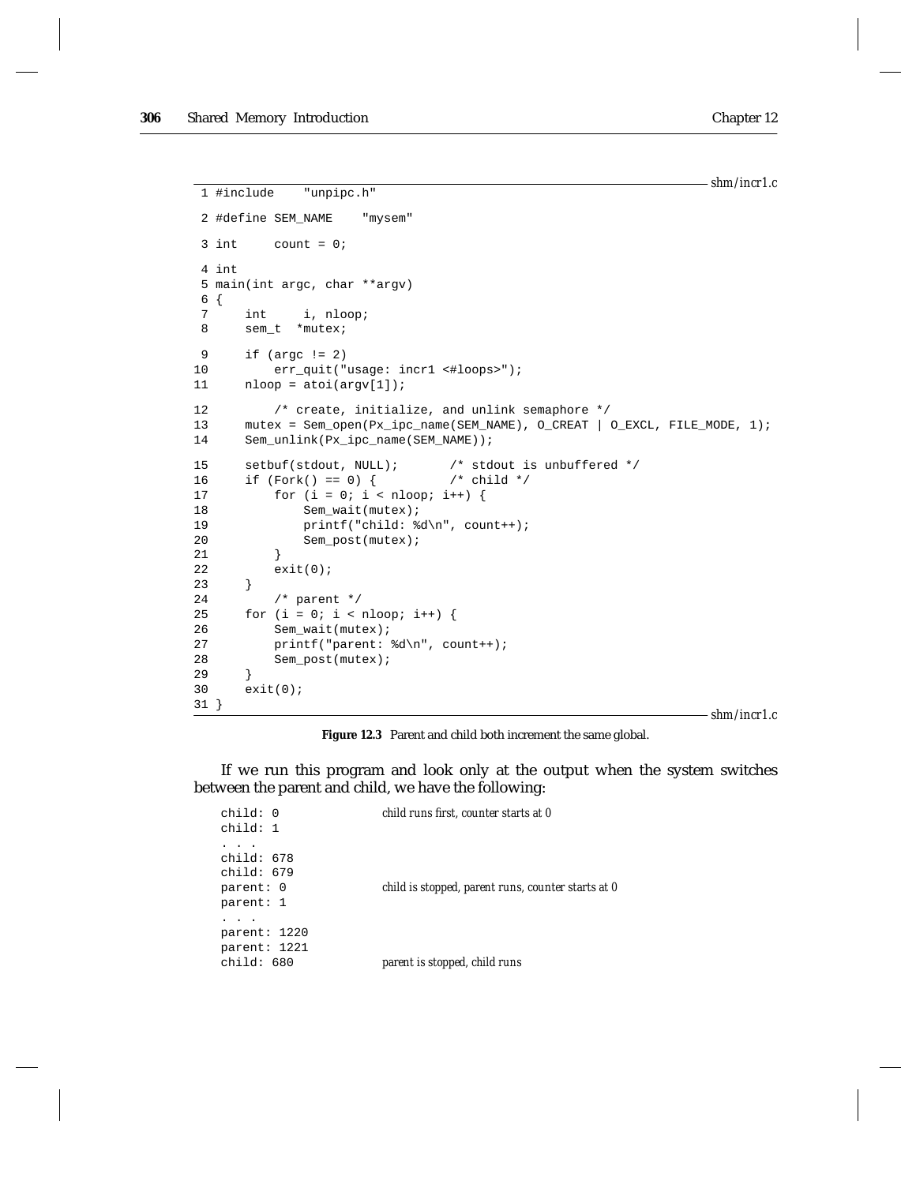shm/incr1.c

```
 1 #include    "unpipc.h"

 2 #define SEM_NAME    "mysem"

 3 int     count = 0;

 4 int
 5 main(int argc, char **argv)
 6 {
 7     int     i, nloop;
 8     sem_t  *mutex;

 9     if (argc != 2)
10         err_quit("usage: incr1 <#loops>");
11     nloop = atoi(argv[1]);

12         /* create, initialize, and unlink semaphore */
13     mutex = Sem_open(Px_ipc_name(SEM_NAME), O_CREAT | O_EXCL, FILE_MODE, 1);
14     Sem_unlink(Px_ipc_name(SEM_NAME));

15     setbuf(stdout, NULL);       /* stdout is unbuffered */
16     if (Fork() == 0) {          /* child */
17         for (i = 0; i < nloop; i++) {
18             Sem_wait(mutex);
19             printf("child: %d\n", count++);
20             Sem_post(mutex);
21         }
22         exit(0);
23     }
24         /* parent */
25     for (i = 0; i < nloop; i++) {
26         Sem_wait(mutex);
27         printf("parent: %d\n", count++);
28         Sem_post(mutex);
29     }
30     exit(0);
31 }
```

shm/incr1.c

**Figure 12.3** Parent and child both increment the same global.

If we run this program and look only at the output when the system switches between the parent and child, we have the following:

```
child: 0               child runs first, counter starts at 0
child: 1
. . .
child: 678
child: 679
parent: 0              child is stopped, parent runs, counter starts at 0
parent: 1
. . .
parent: 1220
parent: 1221
child: 680             parent is stopped, child runs
```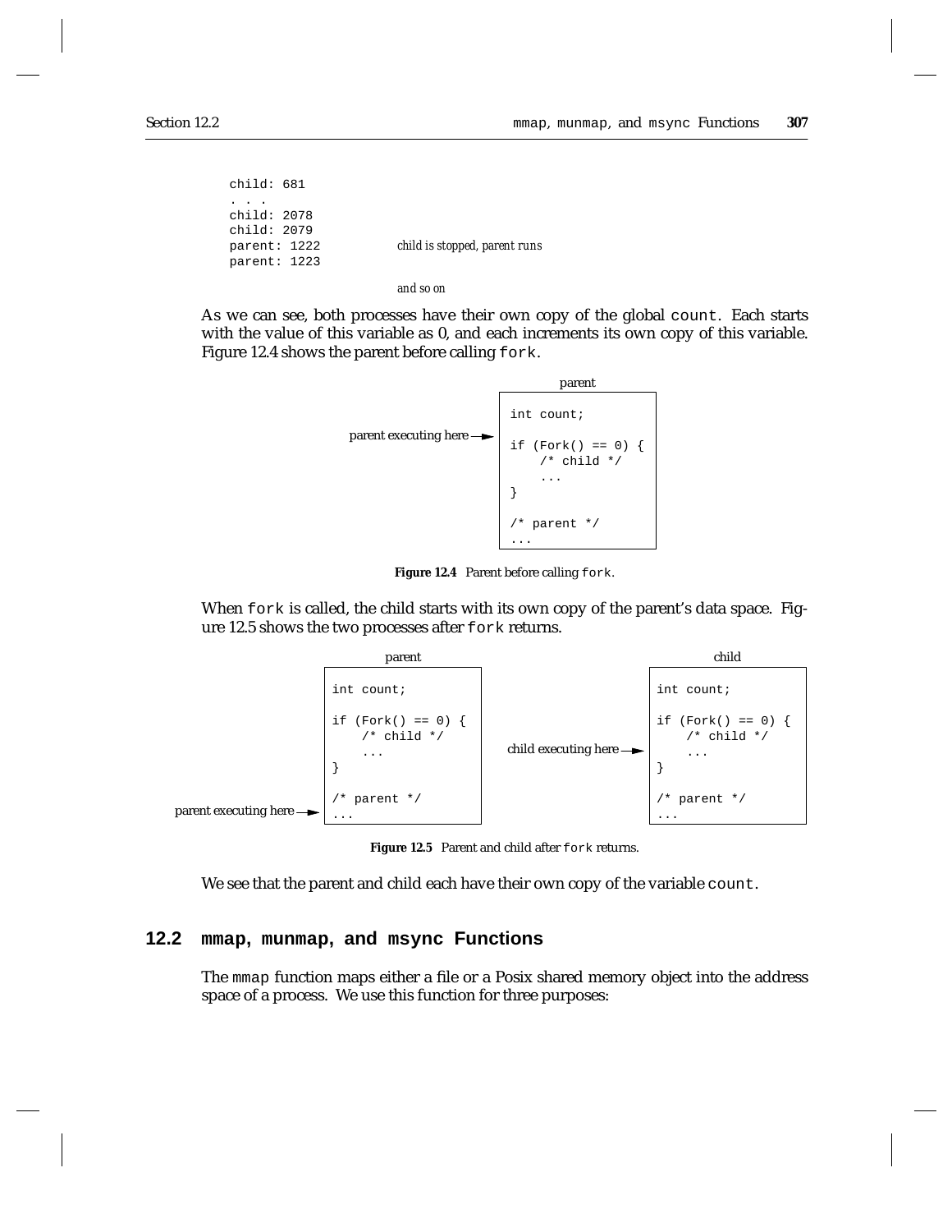```
child: 681
. . .
child: 2078
child: 2079
parent: 1222          child is stopped, parent runs
parent: 1223

                      and so on
```

As we can see, both processes have their own copy of the global `count`. Each starts with the value of this variable as 0, and each increments its own copy of this variable. Figure 12.4 shows the parent before calling `fork`.

```
                              parent
                        int count;

parent executing here → if (Fork() == 0) {
                            /* child */
                            ...
                        }

                        /* parent */
                        ...
```

**Figure 12.4** Parent before calling `fork`.

When `fork` is called, the child starts with its own copy of the parent's data space. Figure 12.5 shows the two processes after `fork` returns.

```
                        parent                                        child
                   int count;                                    int count;

                   if (Fork() == 0) {                            if (Fork() == 0) {
                       /* child */                                   /* child */
                       ...              child executing here →       ...
                   }                                             }

                   /* parent */                                  /* parent */
parent executing here → ...                                      ...
```

**Figure 12.5** Parent and child after `fork` returns.

We see that the parent and child each have their own copy of the variable `count`.

## 12.2 `mmap`, `munmap`, and `msync` Functions

The `mmap` function maps either a file or a Posix shared memory object into the address space of a process. We use this function for three purposes: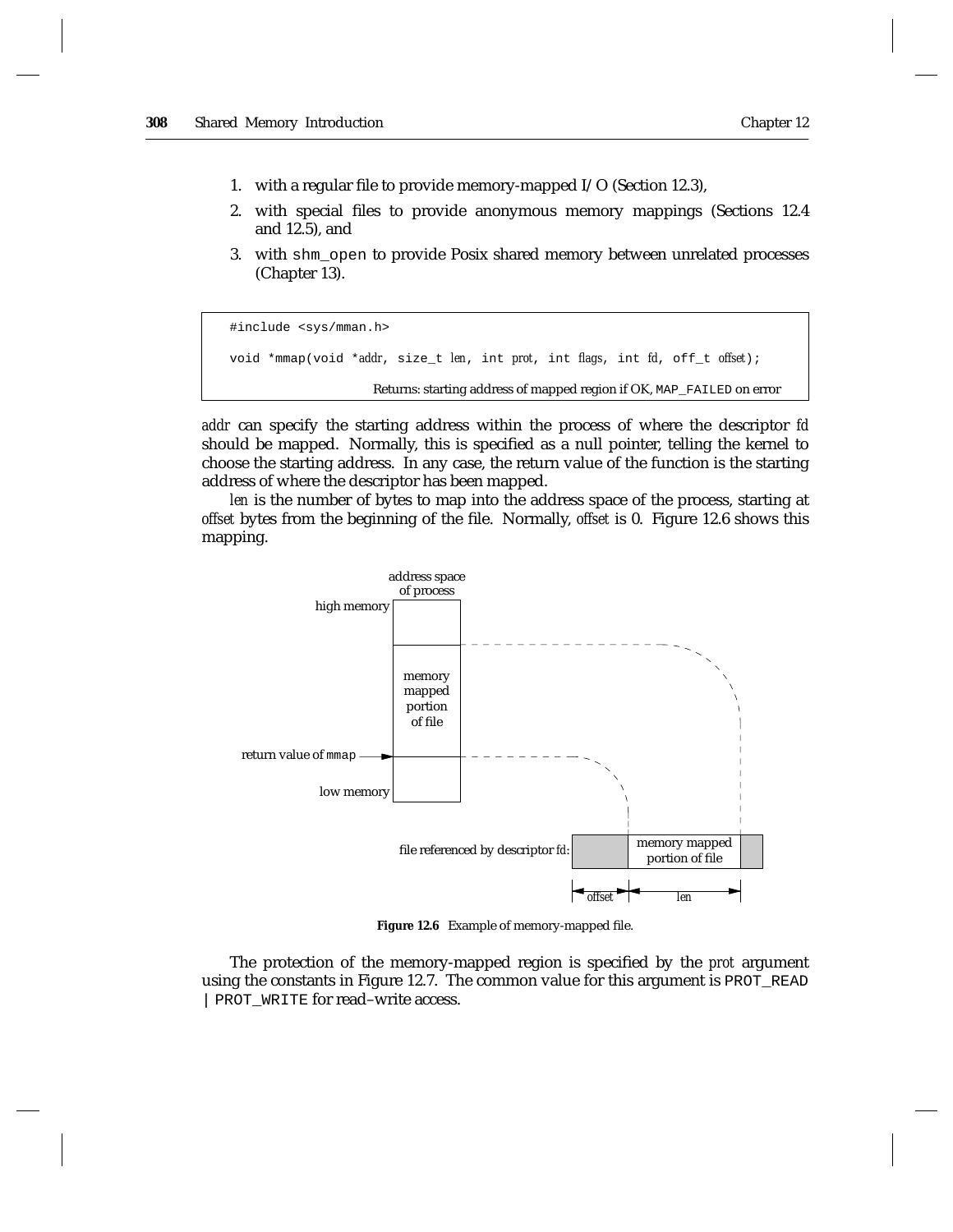1. with a regular file to provide memory-mapped I/O (Section 12.3),
2. with special files to provide anonymous memory mappings (Sections 12.4 and 12.5), and
3. with `shm_open` to provide Posix shared memory between unrelated processes (Chapter 13).

```
#include <sys/mman.h>

void *mmap(void *addr, size_t len, int prot, int flags, int fd, off_t offset);

                    Returns: starting address of mapped region if OK, MAP_FAILED on error
```

*addr* can specify the starting address within the process of where the descriptor *fd* should be mapped. Normally, this is specified as a null pointer, telling the kernel to choose the starting address. In any case, the return value of the function is the starting address of where the descriptor has been mapped.

*len* is the number of bytes to map into the address space of the process, starting at *offset* bytes from the beginning of the file. Normally, *offset* is 0. Figure 12.6 shows this mapping.

**Figure 12.6** Example of memory-mapped file.

The protection of the memory-mapped region is specified by the *prot* argument using the constants in Figure 12.7. The common value for this argument is `PROT_READ | PROT_WRITE` for read–write access.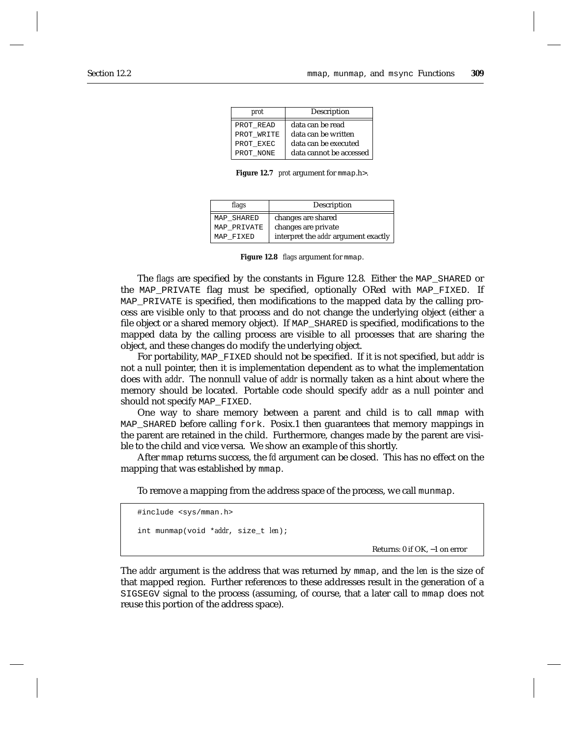| *prot* | Description |
|---|---|
| `PROT_READ` | data can be read |
| `PROT_WRITE` | data can be written |
| `PROT_EXEC` | data can be executed |
| `PROT_NONE` | data cannot be accessed |

**Figure 12.7** *prot* argument for `mmap.h>`.

| *flags* | Description |
|---|---|
| `MAP_SHARED` | changes are shared |
| `MAP_PRIVATE` | changes are private |
| `MAP_FIXED` | interpret the *addr* argument exactly |

**Figure 12.8** *flags* argument for `mmap`.

The *flags* are specified by the constants in Figure 12.8. Either the `MAP_SHARED` or the `MAP_PRIVATE` flag must be specified, optionally ORed with `MAP_FIXED`. If `MAP_PRIVATE` is specified, then modifications to the mapped data by the calling process are visible only to that process and do not change the underlying object (either a file object or a shared memory object). If `MAP_SHARED` is specified, modifications to the mapped data by the calling process are visible to all processes that are sharing the object, and these changes do modify the underlying object.

For portability, `MAP_FIXED` should not be specified. If it is not specified, but *addr* is not a null pointer, then it is implementation dependent as to what the implementation does with *addr*. The nonnull value of *addr* is normally taken as a hint about where the memory should be located. Portable code should specify *addr* as a null pointer and should not specify `MAP_FIXED`.

One way to share memory between a parent and child is to call `mmap` with `MAP_SHARED` before calling `fork`. Posix.1 then guarantees that memory mappings in the parent are retained in the child. Furthermore, changes made by the parent are visible to the child and vice versa. We show an example of this shortly.

After `mmap` returns success, the *fd* argument can be closed. This has no effect on the mapping that was established by `mmap`.

To remove a mapping from the address space of the process, we call `munmap`.

```
#include <sys/mman.h>

int munmap(void *addr, size_t len);

                                        Returns: 0 if OK, −1 on error
```

The *addr* argument is the address that was returned by `mmap`, and the *len* is the size of that mapped region. Further references to these addresses result in the generation of a `SIGSEGV` signal to the process (assuming, of course, that a later call to `mmap` does not reuse this portion of the address space).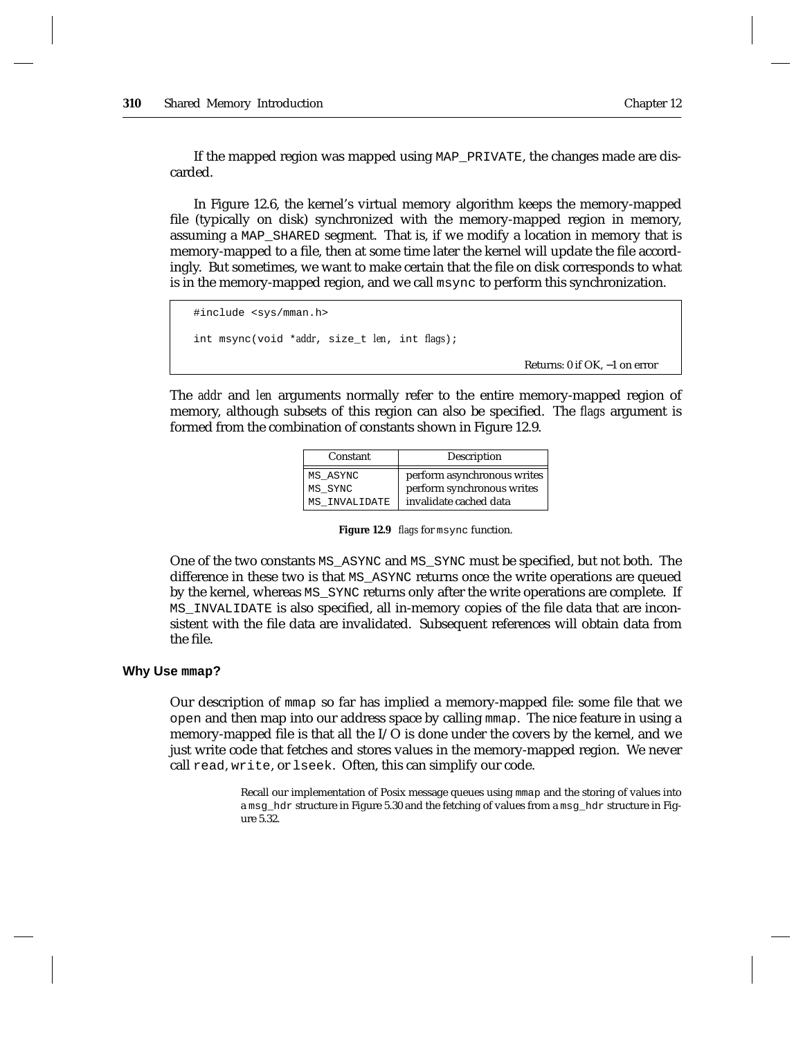If the mapped region was mapped using MAP_PRIVATE, the changes made are discarded.

In Figure 12.6, the kernel's virtual memory algorithm keeps the memory-mapped file (typically on disk) synchronized with the memory-mapped region in memory, assuming a MAP_SHARED segment. That is, if we modify a location in memory that is memory-mapped to a file, then at some time later the kernel will update the file accordingly. But sometimes, we want to make certain that the file on disk corresponds to what is in the memory-mapped region, and we call msync to perform this synchronization.

```
#include <sys/mman.h>

int msync(void *addr, size_t len, int flags);

                                        Returns: 0 if OK, −1 on error
```

The *addr* and *len* arguments normally refer to the entire memory-mapped region of memory, although subsets of this region can also be specified. The *flags* argument is formed from the combination of constants shown in Figure 12.9.

| Constant | Description |
|---|---|
| MS_ASYNC | perform asynchronous writes |
| MS_SYNC | perform synchronous writes |
| MS_INVALIDATE | invalidate cached data |

**Figure 12.9** *flags* for msync function.

One of the two constants MS_ASYNC and MS_SYNC must be specified, but not both. The difference in these two is that MS_ASYNC returns once the write operations are queued by the kernel, whereas MS_SYNC returns only after the write operations are complete. If MS_INVALIDATE is also specified, all in-memory copies of the file data that are inconsistent with the file data are invalidated. Subsequent references will obtain data from the file.

### Why Use mmap?

Our description of mmap so far has implied a memory-mapped file: some file that we open and then map into our address space by calling mmap. The nice feature in using a memory-mapped file is that all the I/O is done under the covers by the kernel, and we just write code that fetches and stores values in the memory-mapped region. We never call read, write, or lseek. Often, this can simplify our code.

> Recall our implementation of Posix message queues using mmap and the storing of values into a msg_hdr structure in Figure 5.30 and the fetching of values from a msg_hdr structure in Figure 5.32.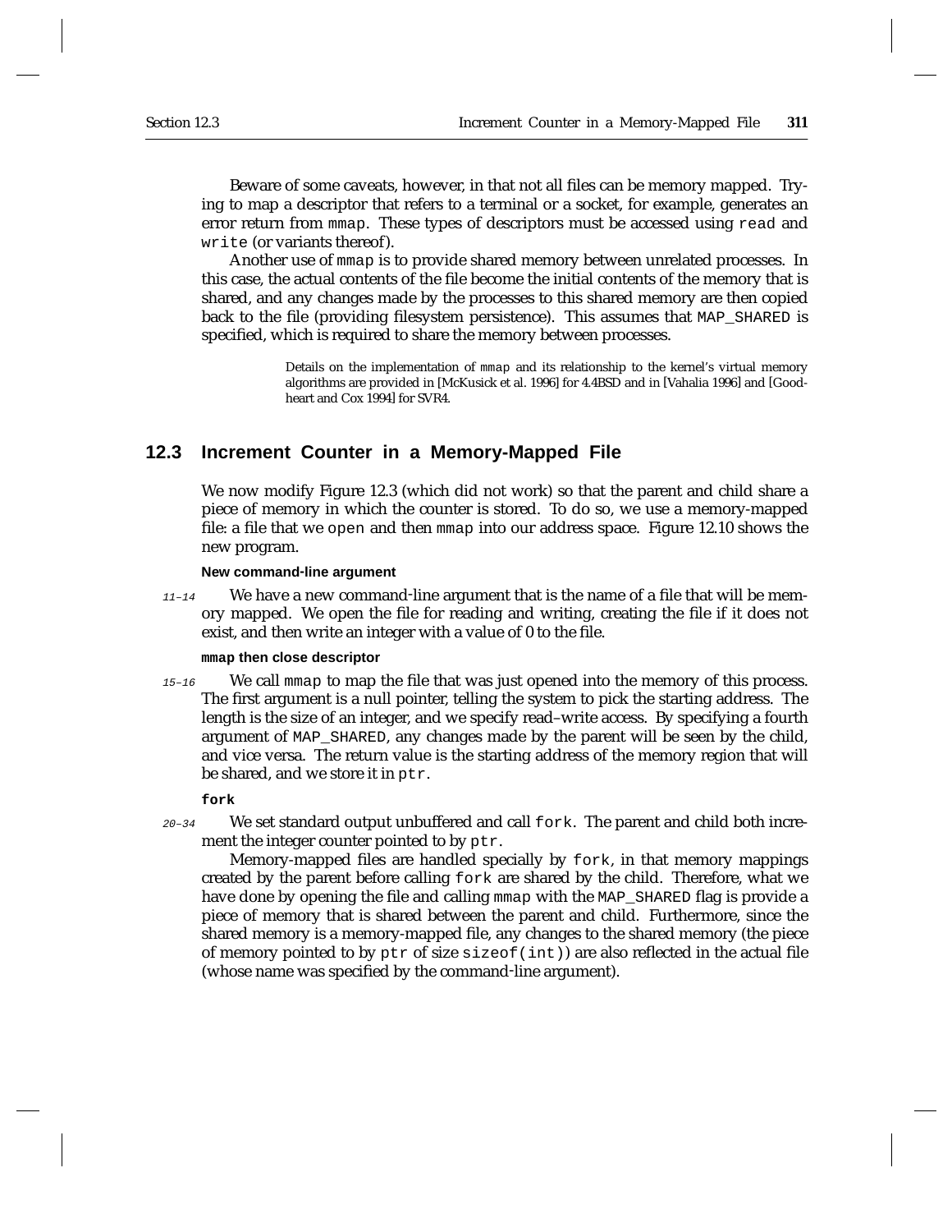Beware of some caveats, however, in that not all files can be memory mapped. Trying to map a descriptor that refers to a terminal or a socket, for example, generates an error return from `mmap`. These types of descriptors must be accessed using `read` and `write` (or variants thereof).

Another use of `mmap` is to provide shared memory between unrelated processes. In this case, the actual contents of the file become the initial contents of the memory that is shared, and any changes made by the processes to this shared memory are then copied back to the file (providing filesystem persistence). This assumes that `MAP_SHARED` is specified, which is required to share the memory between processes.

> Details on the implementation of `mmap` and its relationship to the kernel's virtual memory algorithms are provided in [McKusick et al. 1996] for 4.4BSD and in [Vahalia 1996] and [Goodheart and Cox 1994] for SVR4.

## 12.3 Increment Counter in a Memory-Mapped File

We now modify Figure 12.3 (which did not work) so that the parent and child share a piece of memory in which the counter is stored. To do so, we use a memory-mapped file: a file that we `open` and then `mmap` into our address space. Figure 12.10 shows the new program.

#### New command-line argument

*11–14* We have a new command-line argument that is the name of a file that will be memory mapped. We open the file for reading and writing, creating the file if it does not exist, and then write an integer with a value of 0 to the file.

#### `mmap` then close descriptor

*15–16* We call `mmap` to map the file that was just opened into the memory of this process. The first argument is a null pointer, telling the system to pick the starting address. The length is the size of an integer, and we specify read–write access. By specifying a fourth argument of `MAP_SHARED`, any changes made by the parent will be seen by the child, and vice versa. The return value is the starting address of the memory region that will be shared, and we store it in `ptr`.

#### `fork`

*20–34* We set standard output unbuffered and call `fork`. The parent and child both increment the integer counter pointed to by `ptr`.

Memory-mapped files are handled specially by `fork`, in that memory mappings created by the parent before calling `fork` are shared by the child. Therefore, what we have done by opening the file and calling `mmap` with the `MAP_SHARED` flag is provide a piece of memory that is shared between the parent and child. Furthermore, since the shared memory is a memory-mapped file, any changes to the shared memory (the piece of memory pointed to by `ptr` of size `sizeof(int)`) are also reflected in the actual file (whose name was specified by the command-line argument).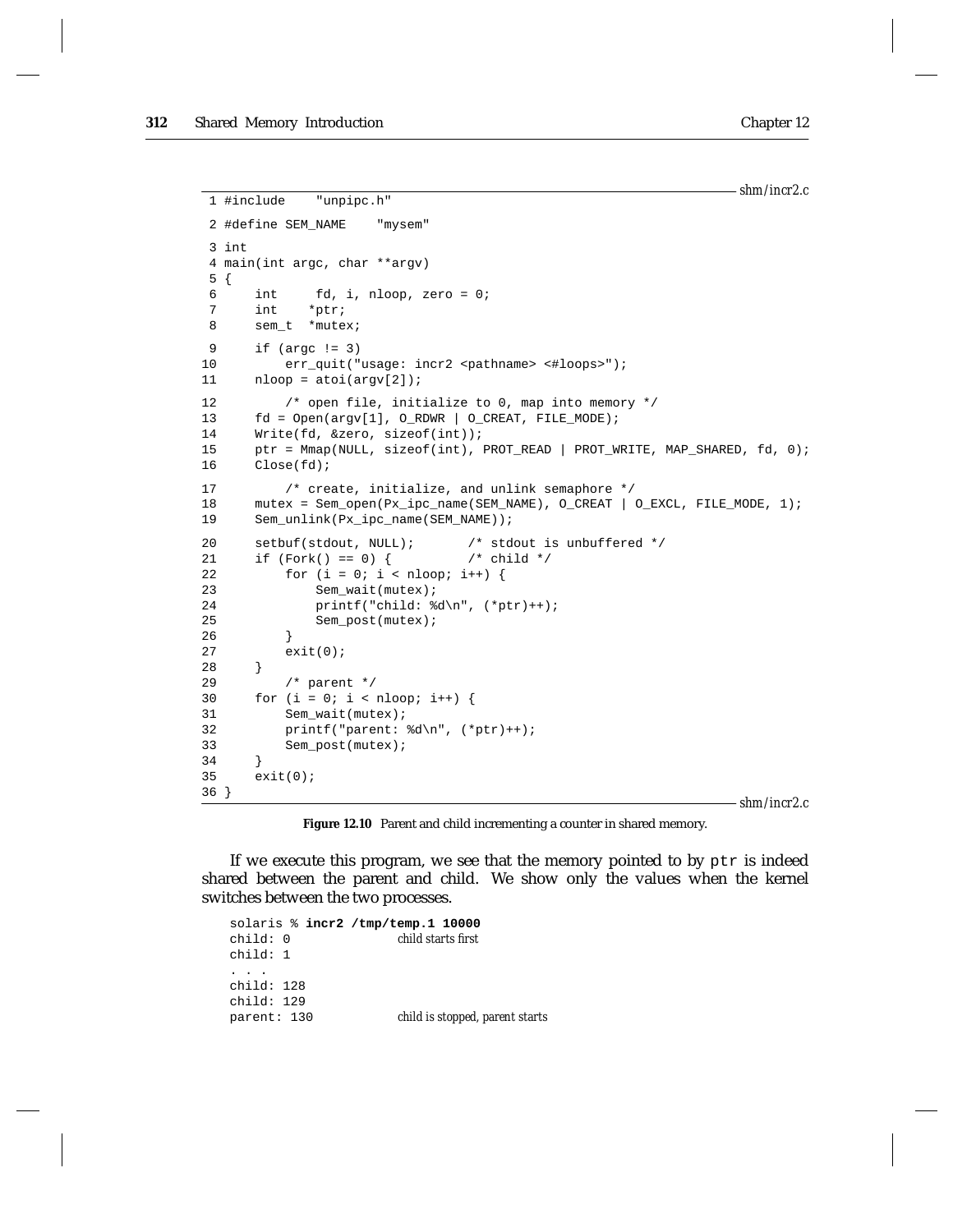shm/incr2.c

```c
 1 #include    "unpipc.h"

 2 #define SEM_NAME    "mysem"

 3 int
 4 main(int argc, char **argv)
 5 {
 6     int     fd, i, nloop, zero = 0;
 7     int    *ptr;
 8     sem_t  *mutex;

 9     if (argc != 3)
10         err_quit("usage: incr2 <pathname> <#loops>");
11     nloop = atoi(argv[2]);

12         /* open file, initialize to 0, map into memory */
13     fd = Open(argv[1], O_RDWR | O_CREAT, FILE_MODE);
14     Write(fd, &zero, sizeof(int));
15     ptr = Mmap(NULL, sizeof(int), PROT_READ | PROT_WRITE, MAP_SHARED, fd, 0);
16     Close(fd);

17         /* create, initialize, and unlink semaphore */
18     mutex = Sem_open(Px_ipc_name(SEM_NAME), O_CREAT | O_EXCL, FILE_MODE, 1);
19     Sem_unlink(Px_ipc_name(SEM_NAME));

20     setbuf(stdout, NULL);       /* stdout is unbuffered */
21     if (Fork() == 0) {          /* child */
22         for (i = 0; i < nloop; i++) {
23             Sem_wait(mutex);
24             printf("child: %d\n", (*ptr)++);
25             Sem_post(mutex);
26         }
27         exit(0);
28     }
29         /* parent */
30     for (i = 0; i < nloop; i++) {
31         Sem_wait(mutex);
32         printf("parent: %d\n", (*ptr)++);
33         Sem_post(mutex);
34     }
35     exit(0);
36 }
```

shm/incr2.c

**Figure 12.10** Parent and child incrementing a counter in shared memory.

If we execute this program, we see that the memory pointed to by `ptr` is indeed shared between the parent and child. We show only the values when the kernel switches between the two processes.

```
solaris % incr2 /tmp/temp.1 10000
child: 0                child starts first
child: 1
. . .
child: 128
child: 129
parent: 130             child is stopped, parent starts
```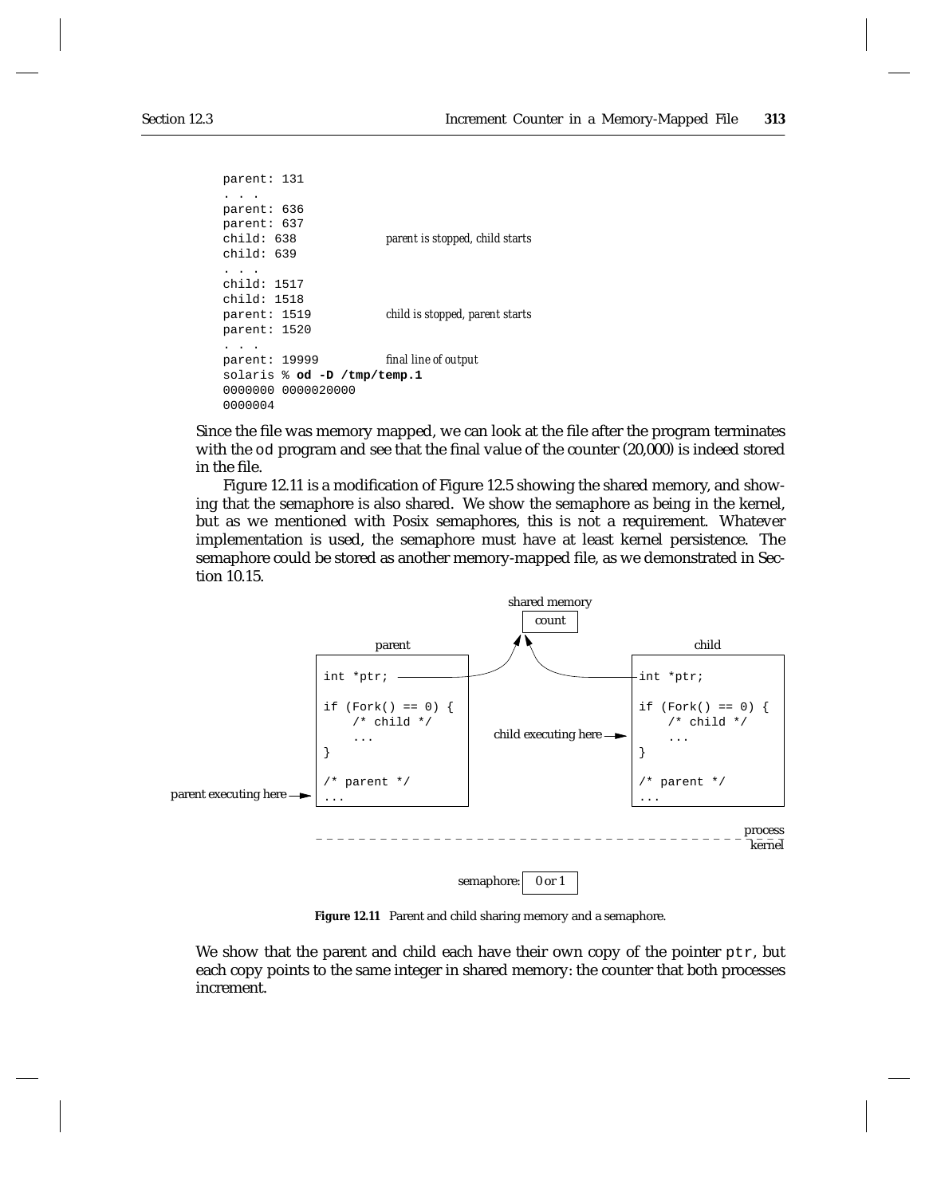```
parent: 131
. . .
parent: 636
parent: 637
child: 638              parent is stopped, child starts
child: 639
. . .
child: 1517
child: 1518
parent: 1519            child is stopped, parent starts
parent: 1520
. . .
parent: 19999           final line of output
solaris % od -D /tmp/temp.1
0000000 0000020000
0000004
```

Since the file was memory mapped, we can look at the file after the program terminates with the `od` program and see that the final value of the counter (20,000) is indeed stored in the file.

Figure 12.11 is a modification of Figure 12.5 showing the shared memory, and showing that the semaphore is also shared. We show the semaphore as being in the kernel, but as we mentioned with Posix semaphores, this is not a requirement. Whatever implementation is used, the semaphore must have at least kernel persistence. The semaphore could be stored as another memory-mapped file, as we demonstrated in Section 10.15.

```
                                   shared memory
                                      count
             parent                                          child
  +-----------------------+                          +-----------------------+
  | int *ptr;             |                          | int *ptr;             |
  |                       |                          |                       |
  | if (Fork() == 0) {    |                          | if (Fork() == 0) {    |
  |     /* child */       |   child executing here-> |     /* child */       |
  |     ...               |                          |     ...               |
  | }                     |                          | }                     |
  |                       |                          |                       |
  | /* parent */          |                          | /* parent */          |
parent executing here-> ...|                          | ...                   |
  +-----------------------+                          +-----------------------+
                                                                     process
  - - - - - - - - - - - - - - - - - - - - - - - - - - - - - - - - - - - - - -
                                                                      kernel

                                 semaphore: 0 or 1
```

**Figure 12.11** Parent and child sharing memory and a semaphore.

We show that the parent and child each have their own copy of the pointer `ptr`, but each copy points to the same integer in shared memory: the counter that both processes increment.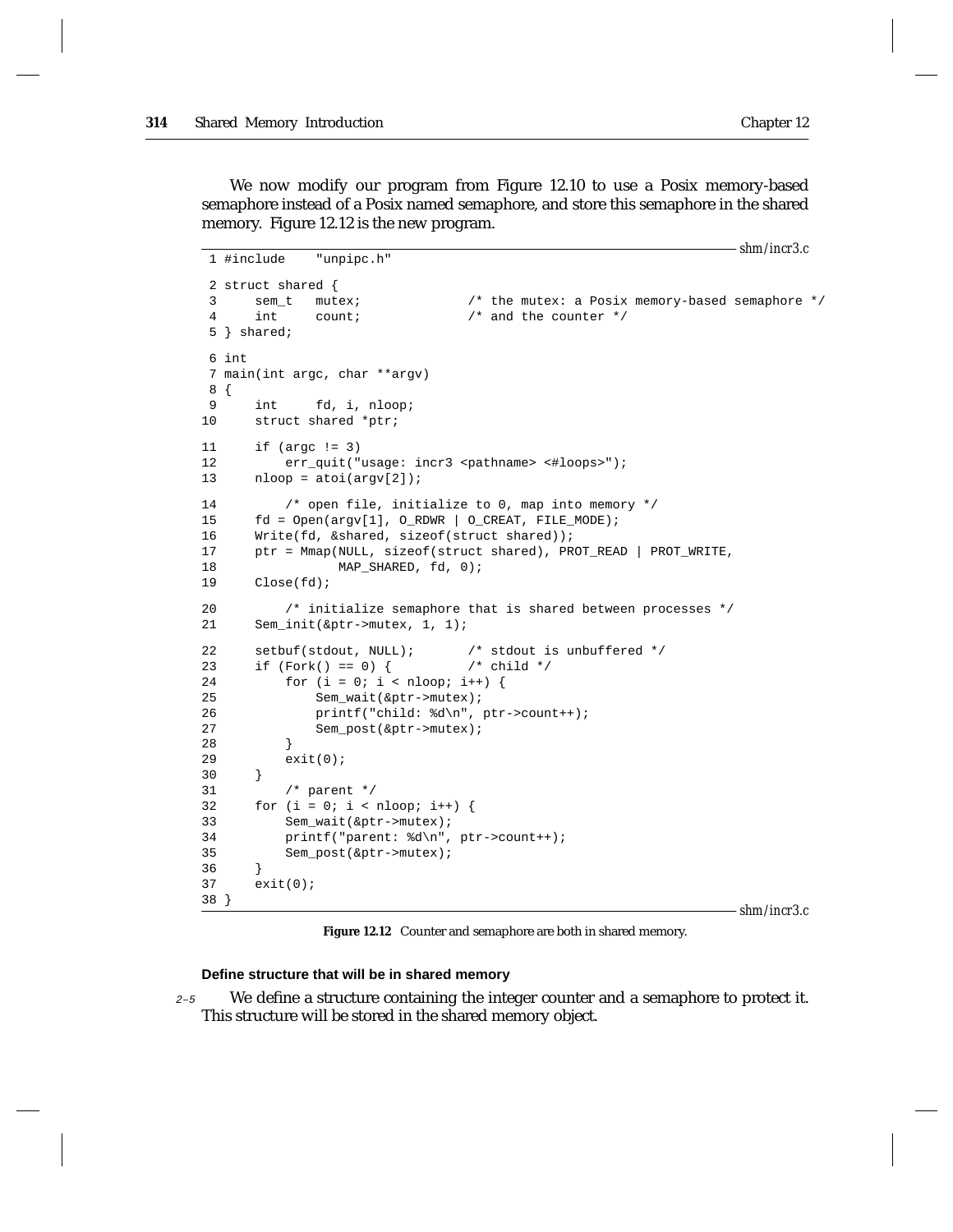We now modify our program from Figure 12.10 to use a Posix memory-based semaphore instead of a Posix named semaphore, and store this semaphore in the shared memory. Figure 12.12 is the new program.

*shm/incr3.c*

```
 1 #include    "unpipc.h"

 2 struct shared {
 3     sem_t   mutex;              /* the mutex: a Posix memory-based semaphore */
 4     int     count;              /* and the counter */
 5 } shared;

 6 int
 7 main(int argc, char **argv)
 8 {
 9     int     fd, i, nloop;
10     struct shared *ptr;

11     if (argc != 3)
12         err_quit("usage: incr3 <pathname> <#loops>");
13     nloop = atoi(argv[2]);

14         /* open file, initialize to 0, map into memory */
15     fd = Open(argv[1], O_RDWR | O_CREAT, FILE_MODE);
16     Write(fd, &shared, sizeof(struct shared));
17     ptr = Mmap(NULL, sizeof(struct shared), PROT_READ | PROT_WRITE,
18                MAP_SHARED, fd, 0);
19     Close(fd);

20         /* initialize semaphore that is shared between processes */
21     Sem_init(&ptr->mutex, 1, 1);

22     setbuf(stdout, NULL);       /* stdout is unbuffered */
23     if (Fork() == 0) {          /* child */
24         for (i = 0; i < nloop; i++) {
25             Sem_wait(&ptr->mutex);
26             printf("child: %d\n", ptr->count++);
27             Sem_post(&ptr->mutex);
28         }
29         exit(0);
30     }
31         /* parent */
32     for (i = 0; i < nloop; i++) {
33         Sem_wait(&ptr->mutex);
34         printf("parent: %d\n", ptr->count++);
35         Sem_post(&ptr->mutex);
36     }
37     exit(0);
38 }
```

*shm/incr3.c*

**Figure 12.12** Counter and semaphore are both in shared memory.

**Define structure that will be in shared memory**

*2–5* We define a structure containing the integer counter and a semaphore to protect it. This structure will be stored in the shared memory object.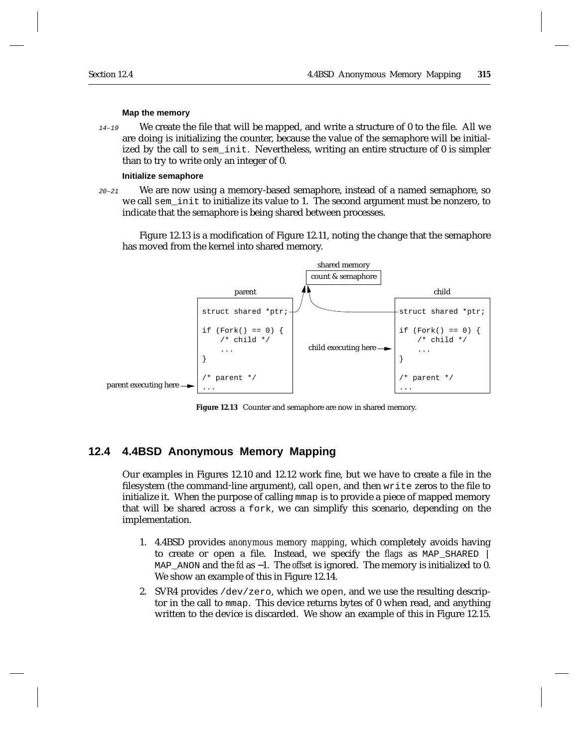**Map the memory**

14–19 We create the file that will be mapped, and write a structure of 0 to the file. All we are doing is initializing the counter, because the value of the semaphore will be initialized by the call to `sem_init`. Nevertheless, writing an entire structure of 0 is simpler than to try to write only an integer of 0.

**Initialize semaphore**

20–21 We are now using a memory-based semaphore, instead of a named semaphore, so we call `sem_init` to initialize its value to 1. The second argument must be nonzero, to indicate that the semaphore is being shared between processes.

Figure 12.13 is a modification of Figure 12.11, noting the change that the semaphore has moved from the kernel into shared memory.

```
                                 shared memory
                              [count & semaphore]
              parent                                          child
        +----------------------+                     +----------------------+
        | struct shared *ptr;  |                     | struct shared *ptr;  |
        |                      |                     |                      |
        | if (Fork() == 0) {   |                     | if (Fork() == 0) {   |
        |     /* child */      | child executing here-> |     /* child */   |
        |     ...              |                     |     ...              |
        | }                    |                     | }                    |
        |                      |                     |                      |
        | /* parent */         |                     | /* parent */         |
parent executing here -> ...   |                     | ...                  |
        +----------------------+                     +----------------------+
```

**Figure 12.13** Counter and semaphore are now in shared memory.

## 12.4 4.4BSD Anonymous Memory Mapping

Our examples in Figures 12.10 and 12.12 work fine, but we have to create a file in the filesystem (the command-line argument), call `open`, and then `write` zeros to the file to initialize it. When the purpose of calling `mmap` is to provide a piece of mapped memory that will be shared across a `fork`, we can simplify this scenario, depending on the implementation.

1. 4.4BSD provides *anonymous memory mapping*, which completely avoids having to create or open a file. Instead, we specify the *flags* as `MAP_SHARED | MAP_ANON` and the *fd* as −1. The *offset* is ignored. The memory is initialized to 0. We show an example of this in Figure 12.14.
2. SVR4 provides `/dev/zero`, which we `open`, and we use the resulting descriptor in the call to `mmap`. This device returns bytes of 0 when read, and anything written to the device is discarded. We show an example of this in Figure 12.15.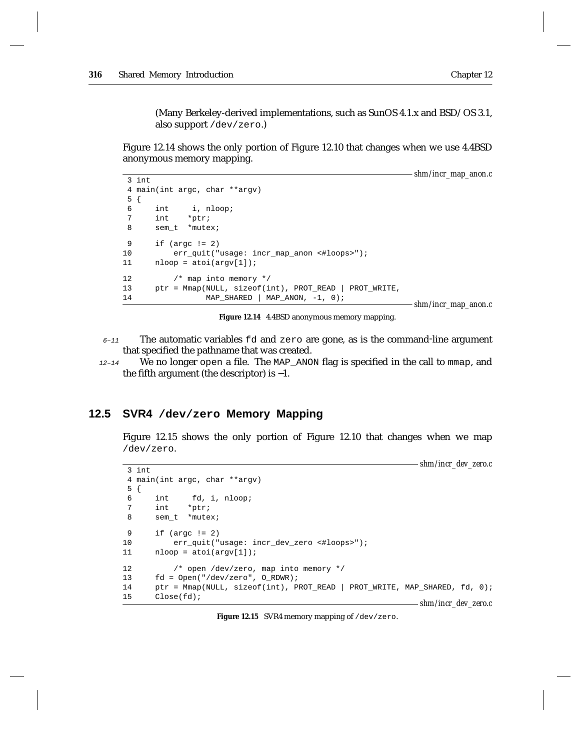(Many Berkeley-derived implementations, such as SunOS 4.1.x and BSD/OS 3.1, also support /dev/zero.)

Figure 12.14 shows the only portion of Figure 12.10 that changes when we use 4.4BSD anonymous memory mapping.

*shm/incr_map_anon.c*

```
 3 int
 4 main(int argc, char **argv)
 5 {
 6     int     i, nloop;
 7     int    *ptr;
 8     sem_t  *mutex;

 9     if (argc != 2)
10         err_quit("usage: incr_map_anon <#loops>");
11     nloop = atoi(argv[1]);

12         /* map into memory */
13     ptr = Mmap(NULL, sizeof(int), PROT_READ | PROT_WRITE,
14                MAP_SHARED | MAP_ANON, -1, 0);
```

*shm/incr_map_anon.c*

**Figure 12.14** 4.4BSD anonymous memory mapping.

*6–11* The automatic variables fd and zero are gone, as is the command-line argument that specified the pathname that was created.

*12–14* We no longer open a file. The MAP_ANON flag is specified in the call to mmap, and the fifth argument (the descriptor) is –1.

## 12.5 SVR4 /dev/zero Memory Mapping

Figure 12.15 shows the only portion of Figure 12.10 that changes when we map /dev/zero.

*shm/incr_dev_zero.c*

```
 3 int
 4 main(int argc, char **argv)
 5 {
 6     int     fd, i, nloop;
 7     int    *ptr;
 8     sem_t  *mutex;

 9     if (argc != 2)
10         err_quit("usage: incr_dev_zero <#loops>");
11     nloop = atoi(argv[1]);

12         /* open /dev/zero, map into memory */
13     fd = Open("/dev/zero", O_RDWR);
14     ptr = Mmap(NULL, sizeof(int), PROT_READ | PROT_WRITE, MAP_SHARED, fd, 0);
15     Close(fd);
```

*shm/incr_dev_zero.c*

**Figure 12.15** SVR4 memory mapping of /dev/zero.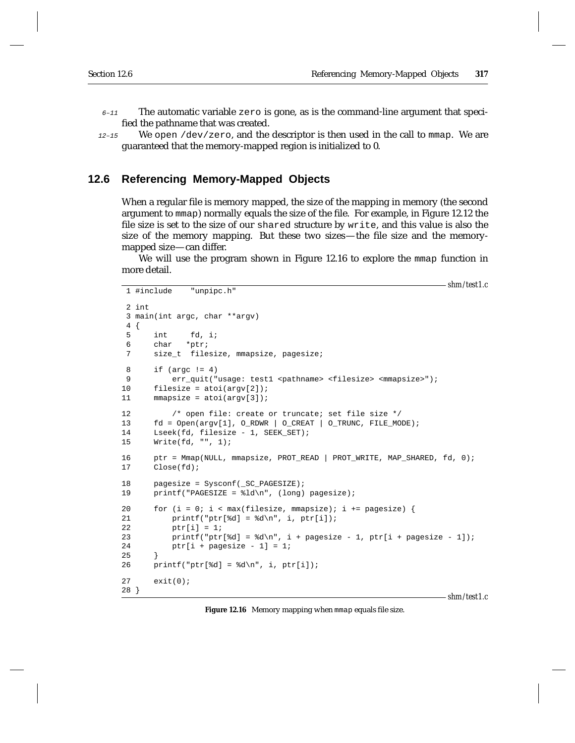6–11 The automatic variable `zero` is gone, as is the command-line argument that specified the pathname that was created.

12–15 We `open /dev/zero`, and the descriptor is then used in the call to `mmap`. We are guaranteed that the memory-mapped region is initialized to 0.

## 12.6 Referencing Memory-Mapped Objects

When a regular file is memory mapped, the size of the mapping in memory (the second argument to `mmap`) normally equals the size of the file. For example, in Figure 12.12 the file size is set to the size of our `shared` structure by `write`, and this value is also the size of the memory mapping. But these two sizes—the file size and the memory-mapped size—can differ.

We will use the program shown in Figure 12.16 to explore the `mmap` function in more detail.

*shm/test1.c*

```
 1 #include    "unpipc.h"

 2 int
 3 main(int argc, char **argv)
 4 {
 5     int     fd, i;
 6     char   *ptr;
 7     size_t  filesize, mmapsize, pagesize;

 8     if (argc != 4)
 9         err_quit("usage: test1 <pathname> <filesize> <mmapsize>");
10     filesize = atoi(argv[2]);
11     mmapsize = atoi(argv[3]);

12         /* open file: create or truncate; set file size */
13     fd = Open(argv[1], O_RDWR | O_CREAT | O_TRUNC, FILE_MODE);
14     Lseek(fd, filesize - 1, SEEK_SET);
15     Write(fd, "", 1);

16     ptr = Mmap(NULL, mmapsize, PROT_READ | PROT_WRITE, MAP_SHARED, fd, 0);
17     Close(fd);

18     pagesize = Sysconf(_SC_PAGESIZE);
19     printf("PAGESIZE = %ld\n", (long) pagesize);

20     for (i = 0; i < max(filesize, mmapsize); i += pagesize) {
21         printf("ptr[%d] = %d\n", i, ptr[i]);
22         ptr[i] = 1;
23         printf("ptr[%d] = %d\n", i + pagesize - 1, ptr[i + pagesize - 1]);
24         ptr[i + pagesize - 1] = 1;
25     }
26     printf("ptr[%d] = %d\n", i, ptr[i]);

27     exit(0);
28 }
```

*shm/test1.c*

**Figure 12.16** Memory mapping when `mmap` equals file size.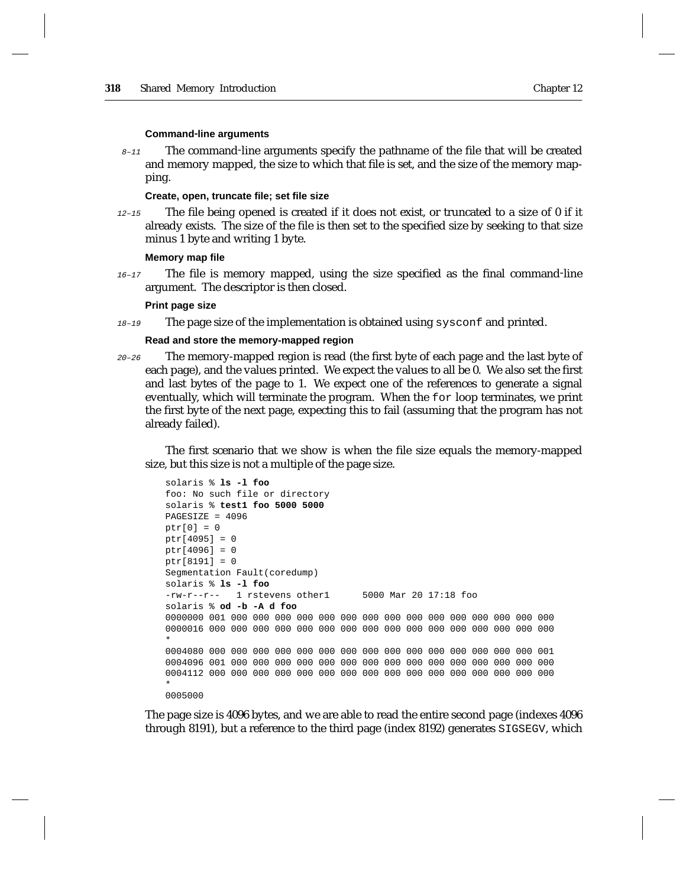**Command-line arguments**

8–11 The command-line arguments specify the pathname of the file that will be created and memory mapped, the size to which that file is set, and the size of the memory mapping.

**Create, open, truncate file; set file size**

12–15 The file being opened is created if it does not exist, or truncated to a size of 0 if it already exists. The size of the file is then set to the specified size by seeking to that size minus 1 byte and writing 1 byte.

**Memory map file**

16–17 The file is memory mapped, using the size specified as the final command-line argument. The descriptor is then closed.

**Print page size**

18–19 The page size of the implementation is obtained using `sysconf` and printed.

**Read and store the memory-mapped region**

20–26 The memory-mapped region is read (the first byte of each page and the last byte of each page), and the values printed. We expect the values to all be 0. We also set the first and last bytes of the page to 1. We expect one of the references to generate a signal eventually, which will terminate the program. When the `for` loop terminates, we print the first byte of the next page, expecting this to fail (assuming that the program has not already failed).

The first scenario that we show is when the file size equals the memory-mapped size, but this size is not a multiple of the page size.

```
solaris % ls -l foo
foo: No such file or directory
solaris % test1 foo 5000 5000
PAGESIZE = 4096
ptr[0] = 0
ptr[4095] = 0
ptr[4096] = 0
ptr[8191] = 0
Segmentation Fault(coredump)
solaris % ls -l foo
-rw-r--r--   1 rstevens other1      5000 Mar 20 17:18 foo
solaris % od -b -A d foo
0000000 001 000 000 000 000 000 000 000 000 000 000 000 000 000 000 000
0000016 000 000 000 000 000 000 000 000 000 000 000 000 000 000 000 000
*
0004080 000 000 000 000 000 000 000 000 000 000 000 000 000 000 000 001
0004096 001 000 000 000 000 000 000 000 000 000 000 000 000 000 000 000
0004112 000 000 000 000 000 000 000 000 000 000 000 000 000 000 000 000
*
0005000
```

The page size is 4096 bytes, and we are able to read the entire second page (indexes 4096 through 8191), but a reference to the third page (index 8192) generates `SIGSEGV`, which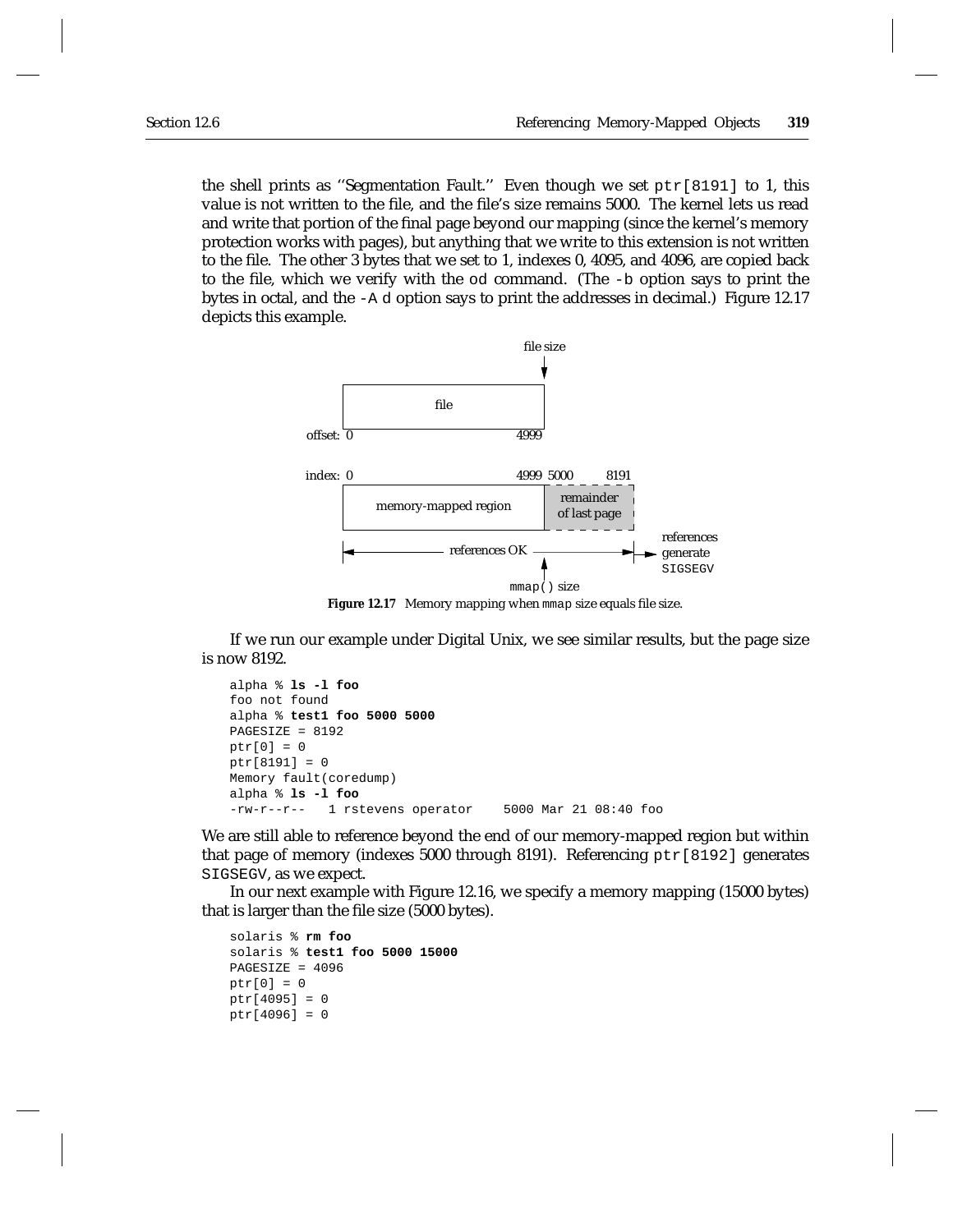the shell prints as ''Segmentation Fault.'' Even though we set `ptr[8191]` to 1, this value is not written to the file, and the file's size remains 5000. The kernel lets us read and write that portion of the final page beyond our mapping (since the kernel's memory protection works with pages), but anything that we write to this extension is not written to the file. The other 3 bytes that we set to 1, indexes 0, 4095, and 4096, are copied back to the file, which we verify with the `od` command. (The `-b` option says to print the bytes in octal, and the `-A d` option says to print the addresses in decimal.) Figure 12.17 depicts this example.

**Figure 12.17** Memory mapping when `mmap` size equals file size.

If we run our example under Digital Unix, we see similar results, but the page size is now 8192.

```
alpha % ls -l foo
foo not found
alpha % test1 foo 5000 5000
PAGESIZE = 8192
ptr[0] = 0
ptr[8191] = 0
Memory fault(coredump)
alpha % ls -l foo
-rw-r--r--   1 rstevens operator    5000 Mar 21 08:40 foo
```

We are still able to reference beyond the end of our memory-mapped region but within that page of memory (indexes 5000 through 8191). Referencing `ptr[8192]` generates `SIGSEGV`, as we expect.

In our next example with Figure 12.16, we specify a memory mapping (15000 bytes) that is larger than the file size (5000 bytes).

```
solaris % rm foo
solaris % test1 foo 5000 15000
PAGESIZE = 4096
ptr[0] = 0
ptr[4095] = 0
ptr[4096] = 0
```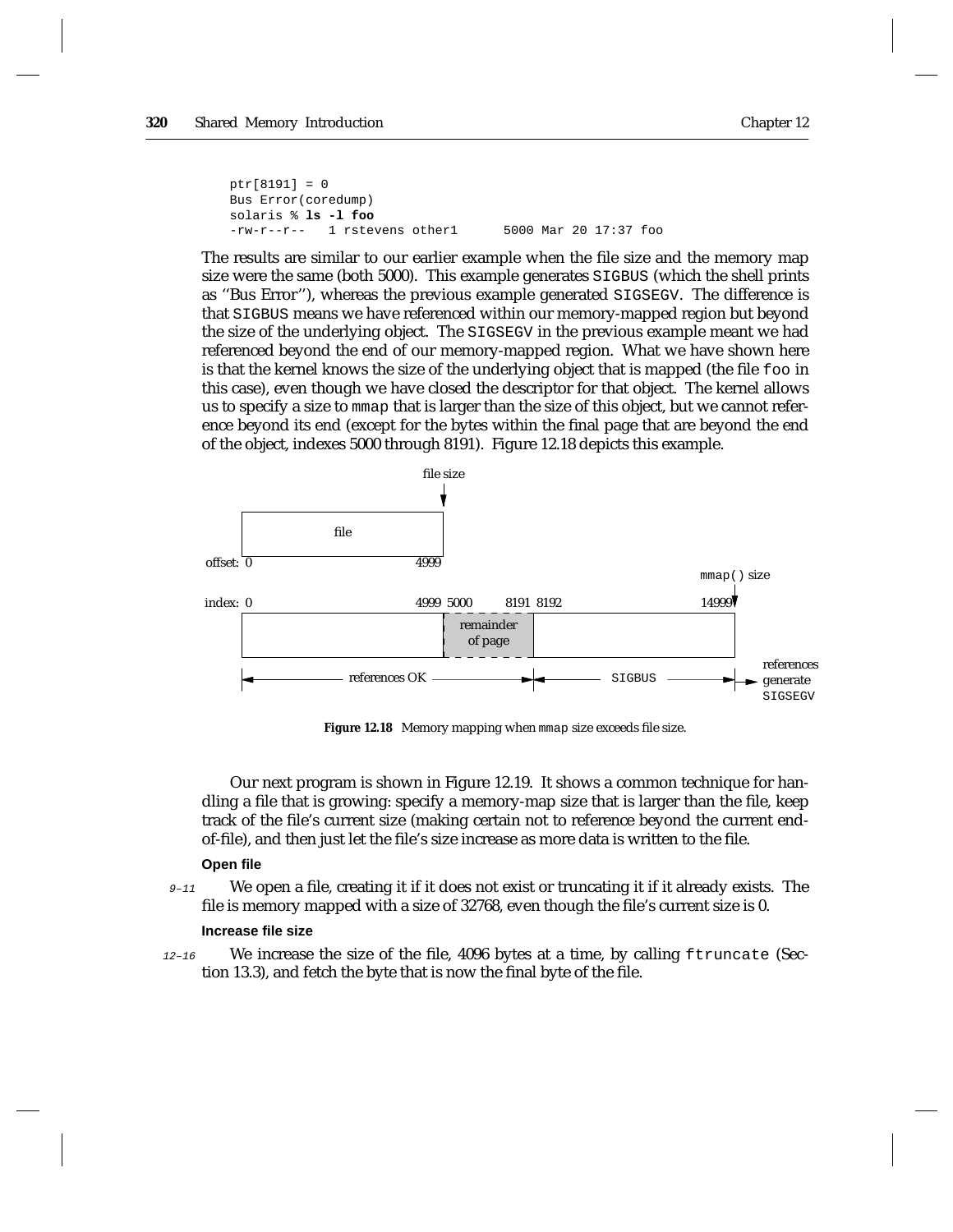```
ptr[8191] = 0
Bus Error(coredump)
solaris % ls -l foo
-rw-r--r--   1 rstevens other1      5000 Mar 20 17:37 foo
```

The results are similar to our earlier example when the file size and the memory map size were the same (both 5000). This example generates `SIGBUS` (which the shell prints as ''Bus Error''), whereas the previous example generated `SIGSEGV`. The difference is that `SIGBUS` means we have referenced within our memory-mapped region but beyond the size of the underlying object. The `SIGSEGV` in the previous example meant we had referenced beyond the end of our memory-mapped region. What we have shown here is that the kernel knows the size of the underlying object that is mapped (the file `foo` in this case), even though we have closed the descriptor for that object. The kernel allows us to specify a size to `mmap` that is larger than the size of this object, but we cannot reference beyond its end (except for the bytes within the final page that are beyond the end of the object, indexes 5000 through 8191). Figure 12.18 depicts this example.

```
                                  file size
                                      |
                                      v
        +-----------------------------+
        |            file             |
        +-----------------------------+
offset: 0                          4999
                                                                     mmap() size
                                                                          |
index:  0                          4999 5000      8191 8192          14999v
        +-----------------------------+---------------+-----------------+
        |                             |   remainder   |                 |
        |                             |    of page    |                 |
        +-----------------------------+---------------+-----------------+
        |<-------------- references OK -------------->|<---- SIGBUS --->|--> references
                                                                             generate
                                                                             SIGSEGV
```

**Figure 12.18** Memory mapping when `mmap` size exceeds file size.

Our next program is shown in Figure 12.19. It shows a common technique for handling a file that is growing: specify a memory-map size that is larger than the file, keep track of the file's current size (making certain not to reference beyond the current end-of-file), and then just let the file's size increase as more data is written to the file.

#### Open file

*9–11* We open a file, creating it if it does not exist or truncating it if it already exists. The file is memory mapped with a size of 32768, even though the file's current size is 0.

#### Increase file size

*12–16* We increase the size of the file, 4096 bytes at a time, by calling `ftruncate` (Section 13.3), and fetch the byte that is now the final byte of the file.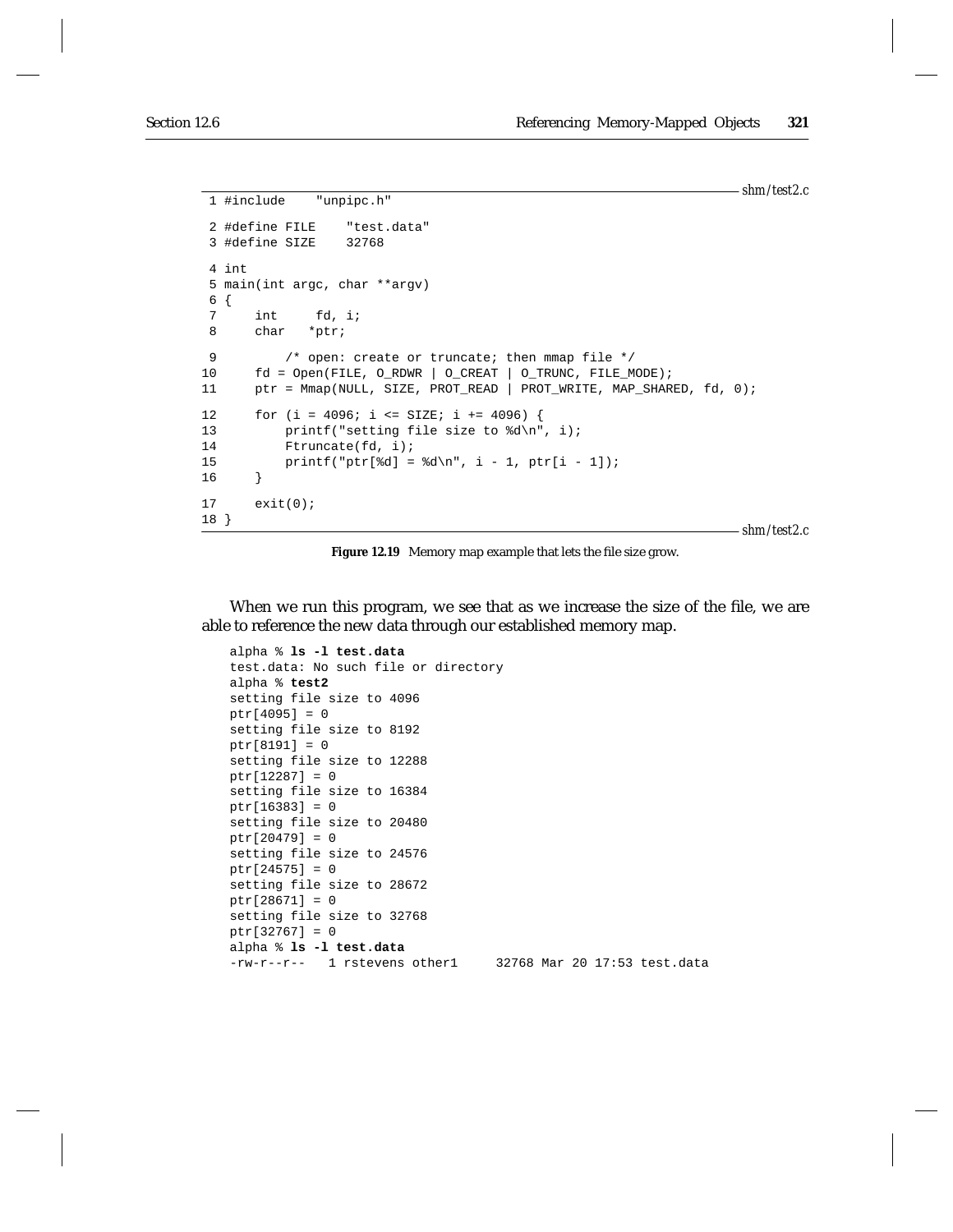shm/test2.c

```
 1 #include    "unpipc.h"

 2 #define FILE    "test.data"
 3 #define SIZE    32768

 4 int
 5 main(int argc, char **argv)
 6 {
 7     int     fd, i;
 8     char   *ptr;

 9         /* open: create or truncate; then mmap file */
10     fd = Open(FILE, O_RDWR | O_CREAT | O_TRUNC, FILE_MODE);
11     ptr = Mmap(NULL, SIZE, PROT_READ | PROT_WRITE, MAP_SHARED, fd, 0);

12     for (i = 4096; i <= SIZE; i += 4096) {
13         printf("setting file size to %d\n", i);
14         Ftruncate(fd, i);
15         printf("ptr[%d] = %d\n", i - 1, ptr[i - 1]);
16     }

17     exit(0);
18 }
```

shm/test2.c

**Figure 12.19** Memory map example that lets the file size grow.

When we run this program, we see that as we increase the size of the file, we are able to reference the new data through our established memory map.

```
alpha % ls -l test.data
test.data: No such file or directory
alpha % test2
setting file size to 4096
ptr[4095] = 0
setting file size to 8192
ptr[8191] = 0
setting file size to 12288
ptr[12287] = 0
setting file size to 16384
ptr[16383] = 0
setting file size to 20480
ptr[20479] = 0
setting file size to 24576
ptr[24575] = 0
setting file size to 28672
ptr[28671] = 0
setting file size to 32768
ptr[32767] = 0
alpha % ls -l test.data
-rw-r--r--   1 rstevens other1     32768 Mar 20 17:53 test.data
```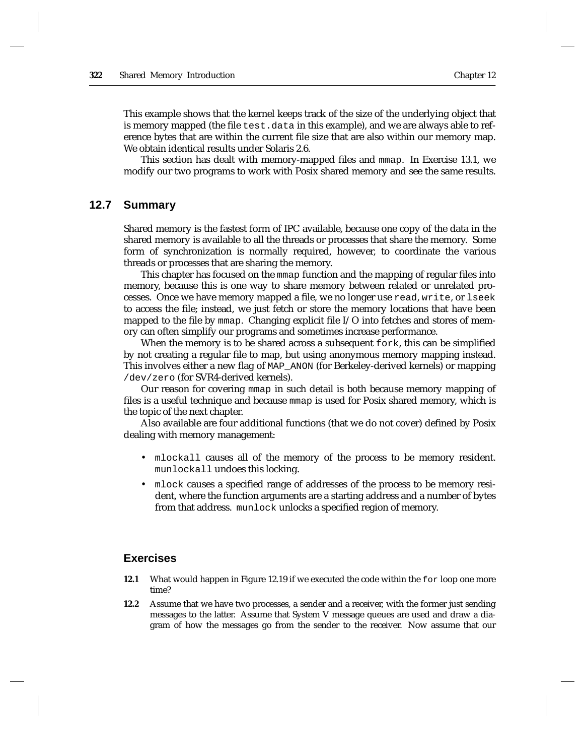This example shows that the kernel keeps track of the size of the underlying object that is memory mapped (the file `test.data` in this example), and we are always able to reference bytes that are within the current file size that are also within our memory map. We obtain identical results under Solaris 2.6.

This section has dealt with memory-mapped files and `mmap`. In Exercise 13.1, we modify our two programs to work with Posix shared memory and see the same results.

## 12.7 Summary

Shared memory is the fastest form of IPC available, because one copy of the data in the shared memory is available to all the threads or processes that share the memory. Some form of synchronization is normally required, however, to coordinate the various threads or processes that are sharing the memory.

This chapter has focused on the `mmap` function and the mapping of regular files into memory, because this is one way to share memory between related or unrelated processes. Once we have memory mapped a file, we no longer use `read`, `write`, or `lseek` to access the file; instead, we just fetch or store the memory locations that have been mapped to the file by `mmap`. Changing explicit file I/O into fetches and stores of memory can often simplify our programs and sometimes increase performance.

When the memory is to be shared across a subsequent `fork`, this can be simplified by not creating a regular file to map, but using anonymous memory mapping instead. This involves either a new flag of `MAP_ANON` (for Berkeley-derived kernels) or mapping `/dev/zero` (for SVR4-derived kernels).

Our reason for covering `mmap` in such detail is both because memory mapping of files is a useful technique and because `mmap` is used for Posix shared memory, which is the topic of the next chapter.

Also available are four additional functions (that we do not cover) defined by Posix dealing with memory management:

- `mlockall` causes all of the memory of the process to be memory resident. `munlockall` undoes this locking.
- `mlock` causes a specified range of addresses of the process to be memory resident, where the function arguments are a starting address and a number of bytes from that address. `munlock` unlocks a specified region of memory.

## Exercises

**12.1** What would happen in Figure 12.19 if we executed the code within the `for` loop one more time?

**12.2** Assume that we have two processes, a sender and a receiver, with the former just sending messages to the latter. Assume that System V message queues are used and draw a diagram of how the messages go from the sender to the receiver. Now assume that our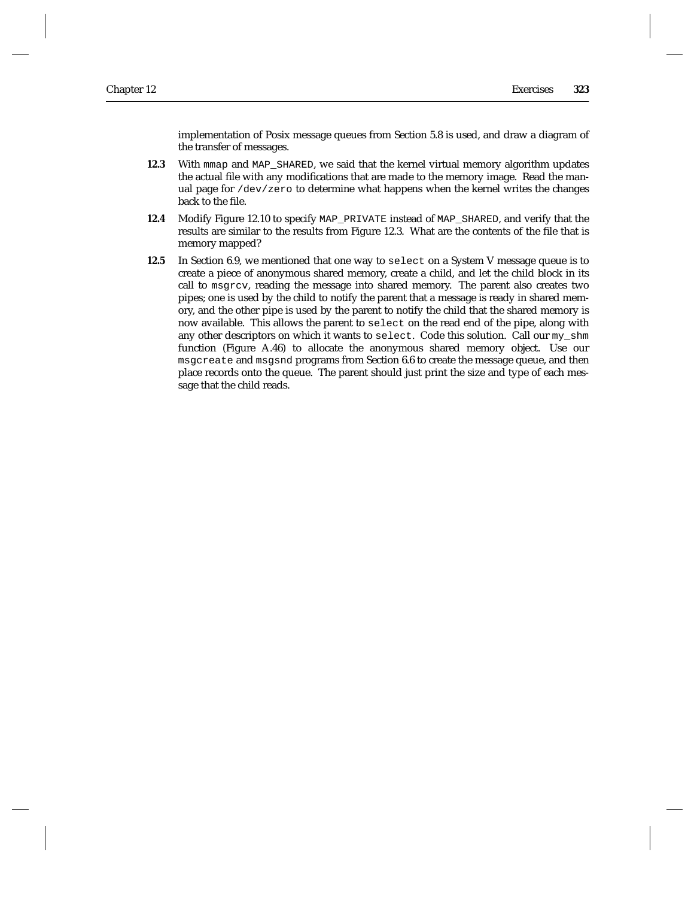implementation of Posix message queues from Section 5.8 is used, and draw a diagram of the transfer of messages.

**12.3** With `mmap` and `MAP_SHARED`, we said that the kernel virtual memory algorithm updates the actual file with any modifications that are made to the memory image. Read the manual page for `/dev/zero` to determine what happens when the kernel writes the changes back to the file.

**12.4** Modify Figure 12.10 to specify `MAP_PRIVATE` instead of `MAP_SHARED`, and verify that the results are similar to the results from Figure 12.3. What are the contents of the file that is memory mapped?

**12.5** In Section 6.9, we mentioned that one way to `select` on a System V message queue is to create a piece of anonymous shared memory, create a child, and let the child block in its call to `msgrcv`, reading the message into shared memory. The parent also creates two pipes; one is used by the child to notify the parent that a message is ready in shared memory, and the other pipe is used by the parent to notify the child that the shared memory is now available. This allows the parent to `select` on the read end of the pipe, along with any other descriptors on which it wants to `select`. Code this solution. Call our `my_shm` function (Figure A.46) to allocate the anonymous shared memory object. Use our `msgcreate` and `msgsnd` programs from Section 6.6 to create the message queue, and then place records onto the queue. The parent should just print the size and type of each message that the child reads.